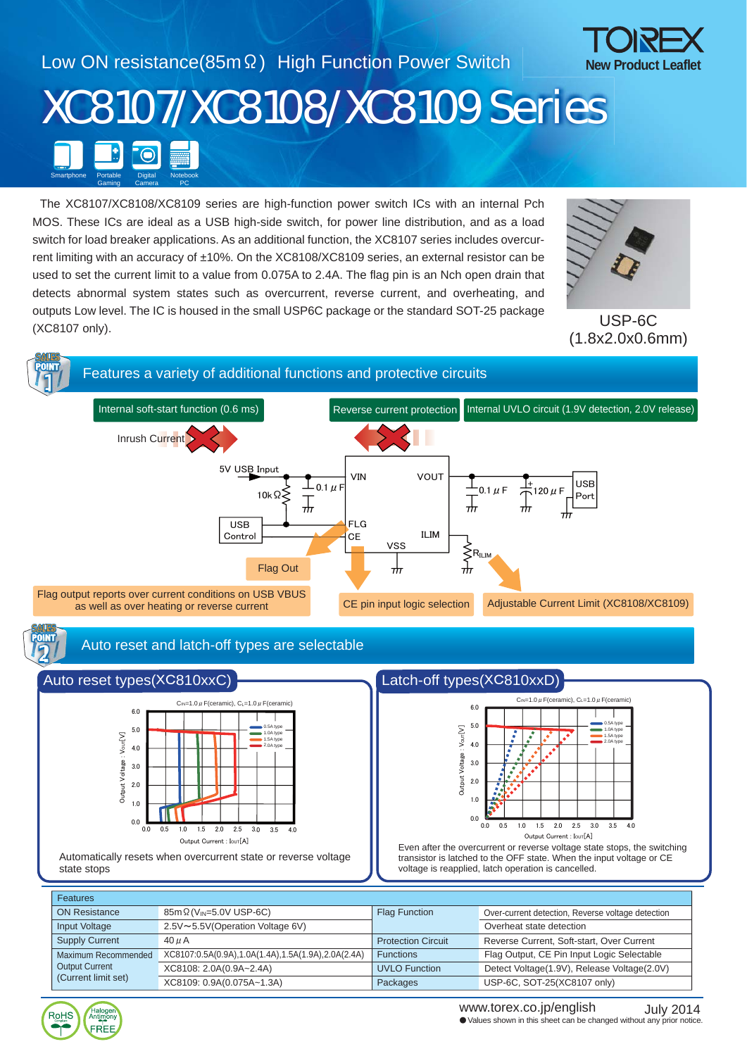Low ON resistance(85mΩ) High Function Power Switch

TOREX New Product Leaflet

# XC8107/XC8108/XC8109 Series

Smartphone Portable Gaming Digital Camera Notebook PC

The XC8107/XC8108/XC8109 series are high-function power switch ICs with an internal Pch MOS. These ICs are ideal as a USB high-side switch, for power line distribution, and as a load switch for load breaker applications. As an additional function, the XC8107 series includes overcurrent limiting with an accuracy of ±10%. On the XC8108/XC8109 series, an external resistor can be used to set the current limit to a value from 0.075A to 2.4A. The flag pin is an Nch open drain that detects abnormal system states such as overcurrent, reverse current, and overheating, and outputs Low level. The IC is housed in the small USP6C package or the standard SOT-25 package (XC8107 only).

USP-6C
(1.8x2.0x0.6mm)

## SALES POINT 1 — Features a variety of additional functions and protective circuits

Internal soft-start function (0.6 ms)

Reverse current protection

Internal UVLO circuit (1.9V detection, 2.0V release)

Inrush Current

5V USB Input

10kΩ

0.1μF

VIN

VOUT

0.1μF

120μF

USB Port

USB Control

FLG

CE

ILIM

VSS

$R_{ILIM}$

Flag Out

Flag output reports over current conditions on USB VBUS as well as over heating or reverse current

CE pin input logic selection

Adjustable Current Limit (XC8108/XC8109)

## SALES POINT 2 — Auto reset and latch-off types are selectable

### Auto reset types(XC810xxC)

$C_{IN}$=1.0μF(ceramic), $C_L$=1.0μF(ceramic)

0.5A type
1.0A type
1.5A type
2.0A type

Output Voltage : $V_{OUT}$[V]

6.0
5.0
4.0
3.0
2.0
1.0
0.0

0.0 0.5 1.0 1.5 2.0 2.5 3.0 3.5 4.0

Output Current : $I_{OUT}$[A]

Automatically resets when overcurrent state or reverse voltage state stops

### Latch-off types(XC810xxD)

$C_{IN}$=1.0μF(ceramic), $C_L$=1.0μF(ceramic)

0.5A type
1.0A type
1.5A type
2.0A type

Output Voltage : $V_{OUT}$[V]

6.0
5.0
4.0
3.0
2.0
1.0
0.0

0.0 0.5 1.0 1.5 2.0 2.5 3.0 3.5 4.0

Output Current : $I_{OUT}$[A]

Even after the overcurrent or reverse voltage state stops, the switching transistor is latched to the OFF state. When the input voltage or CE voltage is reapplied, latch operation is cancelled.

| Features | | | |
|---|---|---|---|
| ON Resistance | 85mΩ ($V_{IN}$=5.0V USP-6C) | Flag Function | Over-current detection, Reverse voltage detection |
| Input Voltage | 2.5V~5.5V(Operation Voltage 6V) | | Overheat state detection |
| Supply Current | 40μA | Protection Circuit | Reverse Current, Soft-start, Over Current |
| Maximum Recommended Output Current (Current limit set) | XC8107:0.5A(0.9A),1.0A(1.4A),1.5A(1.9A),2.0A(2.4A) | Functions | Flag Output, CE Pin Input Logic Selectable |
| | XC8108: 2.0A(0.9A~2.4A) | UVLO Function | Detect Voltage(1.9V), Release Voltage(2.0V) |
| | XC8109: 0.9A(0.075A~1.3A) | Packages | USP-6C, SOT-25(XC8107 only) |

RoHS Compliant · Halogen Antimony FREE

www.torex.co.jp/english July 2014

● Values shown in this sheet can be changed without any prior notice.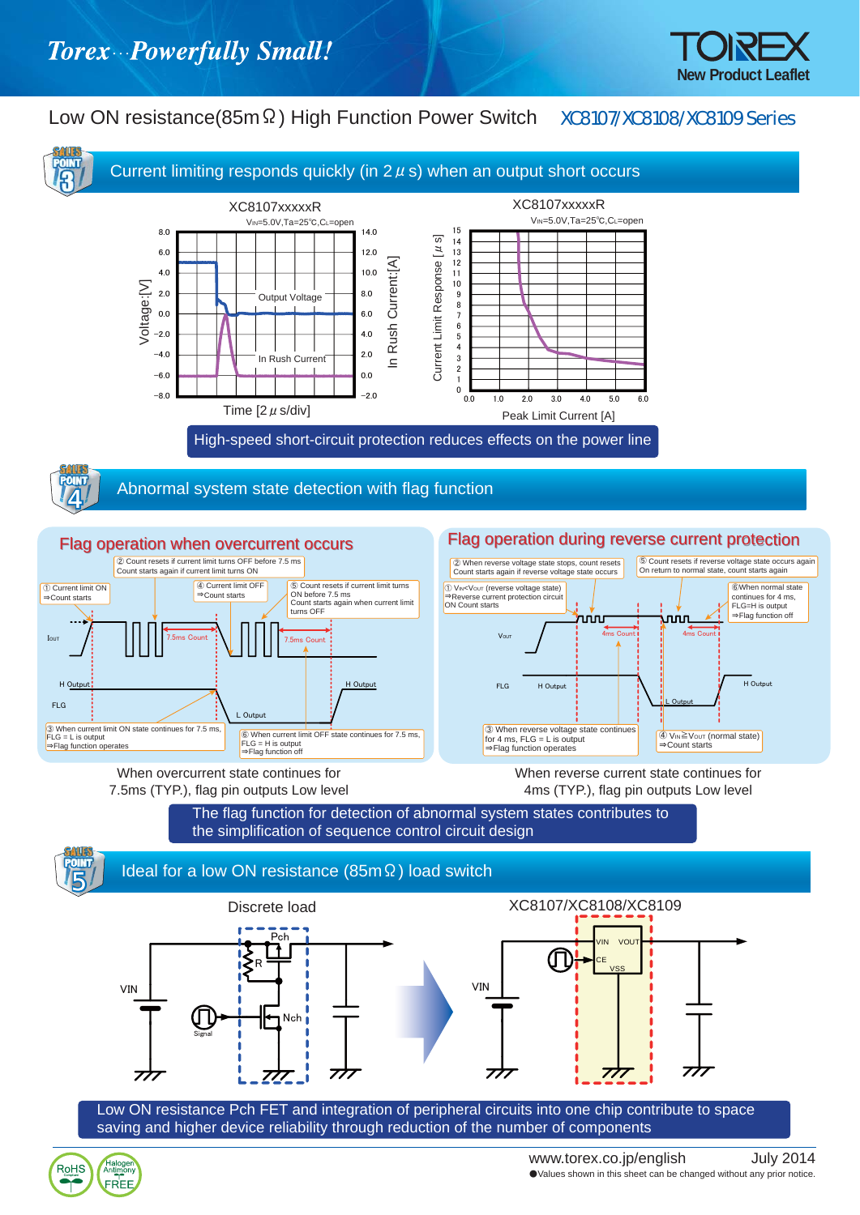Torex···Powerfully Small!

TOREX New Product Leaflet

# Low ON resistance(85mΩ) High Function Power Switch XC8107/XC8108/XC8109 Series

## SALES POINT 3 Current limiting responds quickly (in 2μs) when an output short occurs

XC8107xxxxxR

$V_{IN}$=5.0V,Ta=25℃,$C_L$=open

Voltage:[V]

8.0
6.0
4.0
2.0
0.0
−2.0
−4.0
−6.0
−8.0

In Rush Current:[A]

14.0
12.0
10.0
8.0
6.0
4.0
2.0
0.0
−2.0

Output Voltage

In Rush Current

Time [2μs/div]

XC8107xxxxxR

$V_{IN}$=5.0V,Ta=25℃,$C_L$=open

Current Limit Response [μs]

15
14
13
12
11
10
9
8
7
6
5
4
3
2
1
0

0.0 1.0 2.0 3.0 4.0 5.0 6.0

Peak Limit Current [A]

**High-speed short-circuit protection reduces effects on the power line**

## SALES POINT 4 Abnormal system state detection with flag function

### Flag operation when overcurrent occurs

① Current limit ON ⇒Count starts

② Count resets if current limit turns OFF before 7.5 ms
Count starts again if current limit turns ON

③ When current limit ON state continues for 7.5 ms, FLG = L is output ⇒Flag function operates

④ Current limit OFF ⇒Count starts

⑤ Count resets if current limit turns ON before 7.5 ms
Count starts again when current limit turns OFF

⑥ When current limit OFF state continues for 7.5 ms, FLG = H is output ⇒Flag function off

$I_{OUT}$

7.5ms Count

7.5ms Count

FLG

H Output

L Output

H Output

When overcurrent state continues for 7.5ms (TYP.), flag pin outputs Low level

### Flag operation during reverse current protection

① $V_{IN}$<$V_{OUT}$ (reverse voltage state) ⇒Reverse current protection circuit ON Count starts

② When reverse voltage state stops, count resets
Count starts again if reverse voltage state occurs

③ When reverse voltage state continues for 4 ms, FLG = L is output ⇒Flag function operates

④ $V_{IN}$≧$V_{OUT}$ (normal state) ⇒Count starts

⑤ Count resets if reverse voltage state occurs again
On return to normal state, count starts again

⑥When normal state continues for 4 ms, FLG=H is output ⇒Flag function off

$V_{OUT}$

4ms Count

4ms Count

FLG

H Output

L Output

H Output

When reverse current state continues for 4ms (TYP.), flag pin outputs Low level

**The flag function for detection of abnormal system states contributes to the simplification of sequence control circuit design**

## SALES POINT 5 Ideal for a low ON resistance (85mΩ) load switch

Discrete load

VIN

Pch

R

Nch

Signal

XC8107/XC8108/XC8109

VIN

VIN VOUT

CE

VSS

**Low ON resistance Pch FET and integration of peripheral circuits into one chip contribute to space saving and higher device reliability through reduction of the number of components**

RoHS Compliant

Halogen Antimony FREE

www.torex.co.jp/english

July 2014

●Values shown in this sheet can be changed without any prior notice.